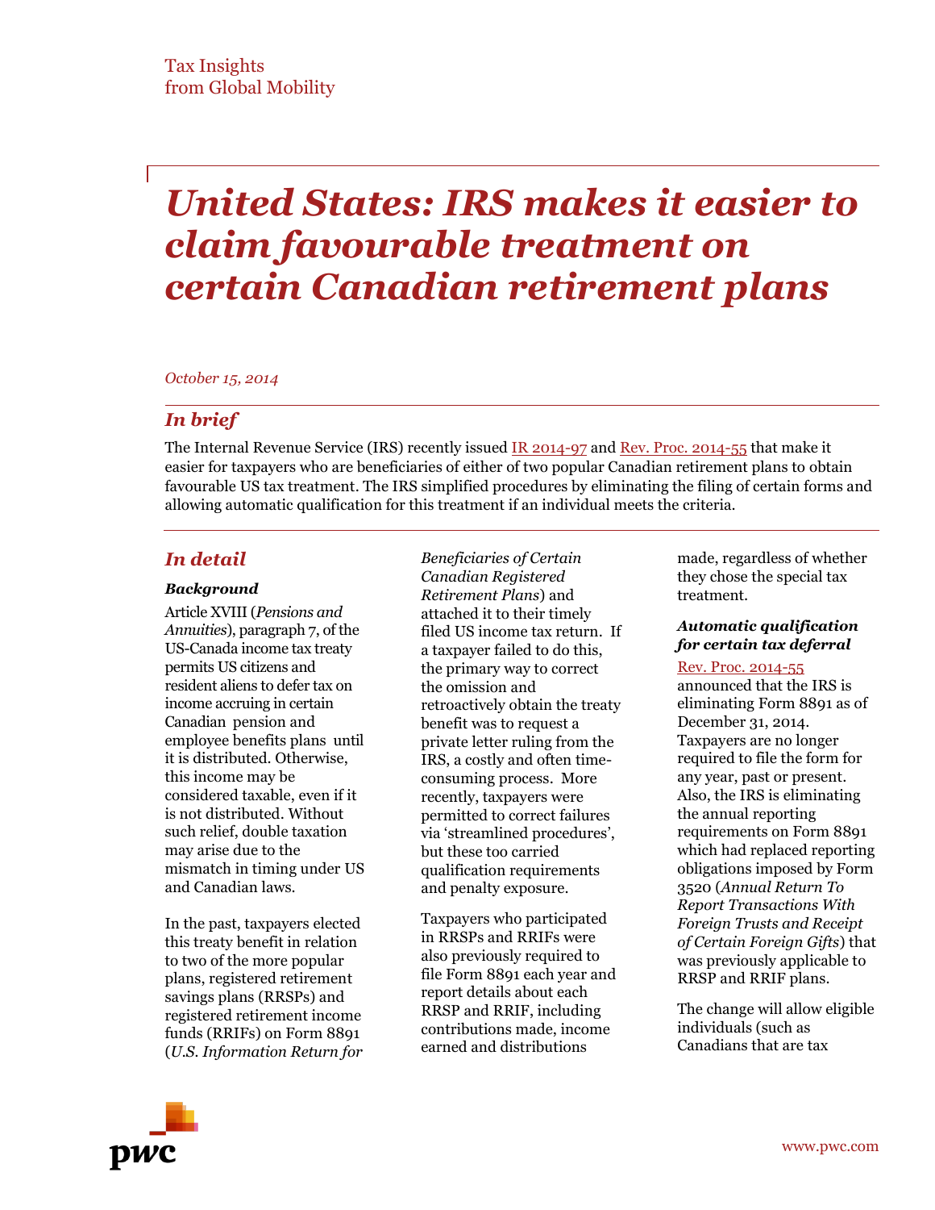Tax Insights
from Global Mobility

# *United States: IRS makes it easier to claim favourable treatment on certain Canadian retirement plans*

*October 15, 2014*

## *In brief*

The Internal Revenue Service (IRS) recently issued IR 2014-97 and Rev. Proc. 2014-55 that make it easier for taxpayers who are beneficiaries of either of two popular Canadian retirement plans to obtain favourable US tax treatment. The IRS simplified procedures by eliminating the filing of certain forms and allowing automatic qualification for this treatment if an individual meets the criteria.

## *In detail*

### *Background*

Article XVIII (*Pensions and Annuities*), paragraph 7, of the US-Canada income tax treaty permits US citizens and resident aliens to defer tax on income accruing in certain Canadian pension and employee benefits plans until it is distributed. Otherwise, this income may be considered taxable, even if it is not distributed. Without such relief, double taxation may arise due to the mismatch in timing under US and Canadian laws.

In the past, taxpayers elected this treaty benefit in relation to two of the more popular plans, registered retirement savings plans (RRSPs) and registered retirement income funds (RRIFs) on Form 8891 (*U.S. Information Return for Beneficiaries of Certain Canadian Registered Retirement Plans*) and attached it to their timely filed US income tax return. If a taxpayer failed to do this, the primary way to correct the omission and retroactively obtain the treaty benefit was to request a private letter ruling from the IRS, a costly and often time-consuming process. More recently, taxpayers were permitted to correct failures via 'streamlined procedures', but these too carried qualification requirements and penalty exposure.

Taxpayers who participated in RRSPs and RRIFs were also previously required to file Form 8891 each year and report details about each RRSP and RRIF, including contributions made, income earned and distributions made, regardless of whether they chose the special tax treatment.

### *Automatic qualification for certain tax deferral*

Rev. Proc. 2014-55 announced that the IRS is eliminating Form 8891 as of December 31, 2014. Taxpayers are no longer required to file the form for any year, past or present. Also, the IRS is eliminating the annual reporting requirements on Form 8891 which had replaced reporting obligations imposed by Form 3520 (*Annual Return To Report Transactions With Foreign Trusts and Receipt of Certain Foreign Gifts*) that was previously applicable to RRSP and RRIF plans.

The change will allow eligible individuals (such as Canadians that are tax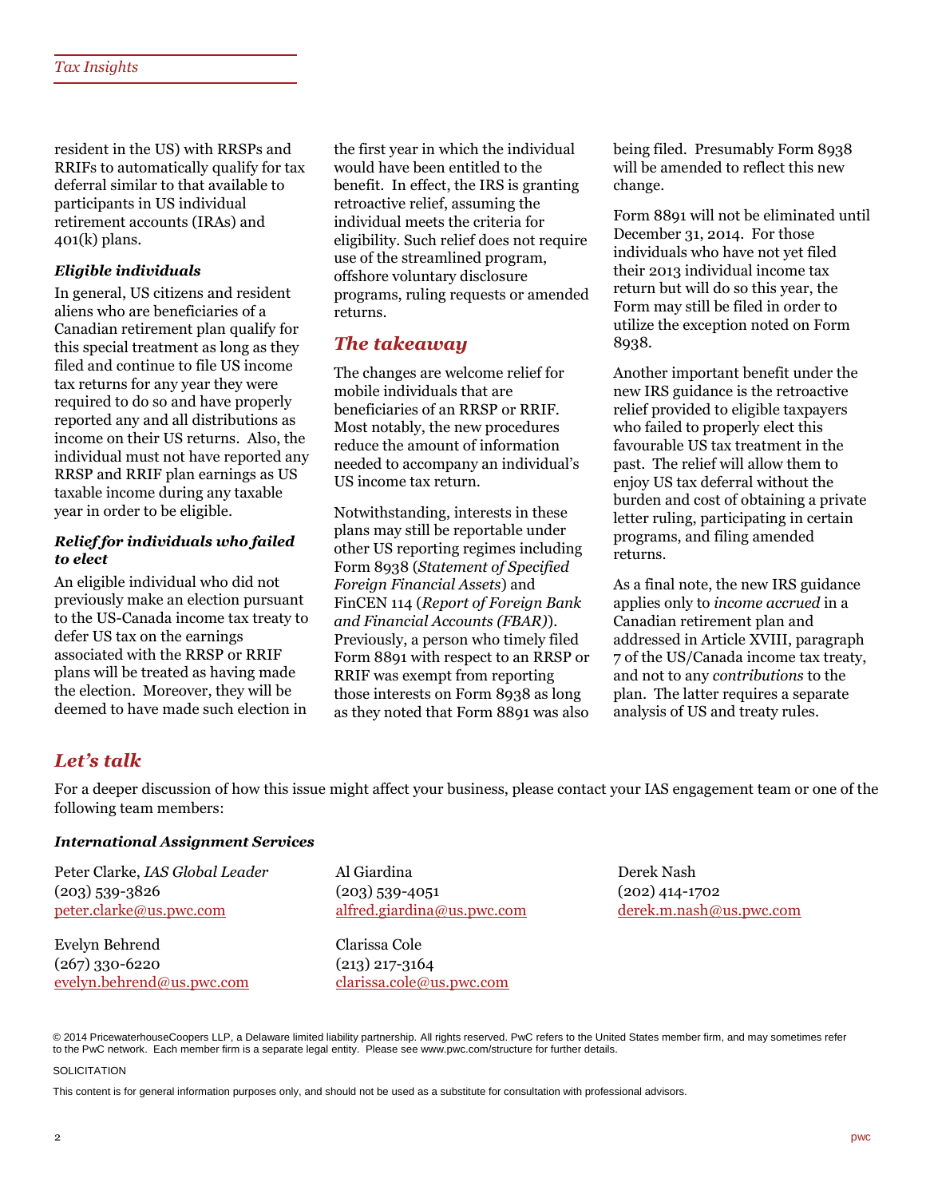resident in the US) with RRSPs and RRIFs to automatically qualify for tax deferral similar to that available to participants in US individual retirement accounts (IRAs) and 401(k) plans.

***Eligible individuals***

In general, US citizens and resident aliens who are beneficiaries of a Canadian retirement plan qualify for this special treatment as long as they filed and continue to file US income tax returns for any year they were required to do so and have properly reported any and all distributions as income on their US returns. Also, the individual must not have reported any RRSP and RRIF plan earnings as US taxable income during any taxable year in order to be eligible.

***Relief for individuals who failed to elect***

An eligible individual who did not previously make an election pursuant to the US-Canada income tax treaty to defer US tax on the earnings associated with the RRSP or RRIF plans will be treated as having made the election. Moreover, they will be deemed to have made such election in the first year in which the individual would have been entitled to the benefit. In effect, the IRS is granting retroactive relief, assuming the individual meets the criteria for eligibility. Such relief does not require use of the streamlined program, offshore voluntary disclosure programs, ruling requests or amended returns.

## *The takeaway*

The changes are welcome relief for mobile individuals that are beneficiaries of an RRSP or RRIF. Most notably, the new procedures reduce the amount of information needed to accompany an individual's US income tax return.

Notwithstanding, interests in these plans may still be reportable under other US reporting regimes including Form 8938 (*Statement of Specified Foreign Financial Assets*) and FinCEN 114 (*Report of Foreign Bank and Financial Accounts (FBAR)*). Previously, a person who timely filed Form 8891 with respect to an RRSP or RRIF was exempt from reporting those interests on Form 8938 as long as they noted that Form 8891 was also being filed. Presumably Form 8938 will be amended to reflect this new change.

Form 8891 will not be eliminated until December 31, 2014. For those individuals who have not yet filed their 2013 individual income tax return but will do so this year, the Form may still be filed in order to utilize the exception noted on Form 8938.

Another important benefit under the new IRS guidance is the retroactive relief provided to eligible taxpayers who failed to properly elect this favourable US tax treatment in the past. The relief will allow them to enjoy US tax deferral without the burden and cost of obtaining a private letter ruling, participating in certain programs, and filing amended returns.

As a final note, the new IRS guidance applies only to *income accrued* in a Canadian retirement plan and addressed in Article XVIII, paragraph 7 of the US/Canada income tax treaty, and not to any *contributions* to the plan. The latter requires a separate analysis of US and treaty rules.

## *Let's talk*

For a deeper discussion of how this issue might affect your business, please contact your IAS engagement team or one of the following team members:

***International Assignment Services***

Peter Clarke, *IAS Global Leader*
(203) 539-3826
peter.clarke@us.pwc.com

Evelyn Behrend
(267) 330-6220
evelyn.behrend@us.pwc.com

Al Giardina
(203) 539-4051
alfred.giardina@us.pwc.com

Clarissa Cole
(213) 217-3164
clarissa.cole@us.pwc.com

Derek Nash
(202) 414-1702
derek.m.nash@us.pwc.com

© 2014 PricewaterhouseCoopers LLP, a Delaware limited liability partnership. All rights reserved. PwC refers to the United States member firm, and may sometimes refer to the PwC network. Each member firm is a separate legal entity. Please see www.pwc.com/structure for further details.

SOLICITATION

This content is for general information purposes only, and should not be used as a substitute for consultation with professional advisors.